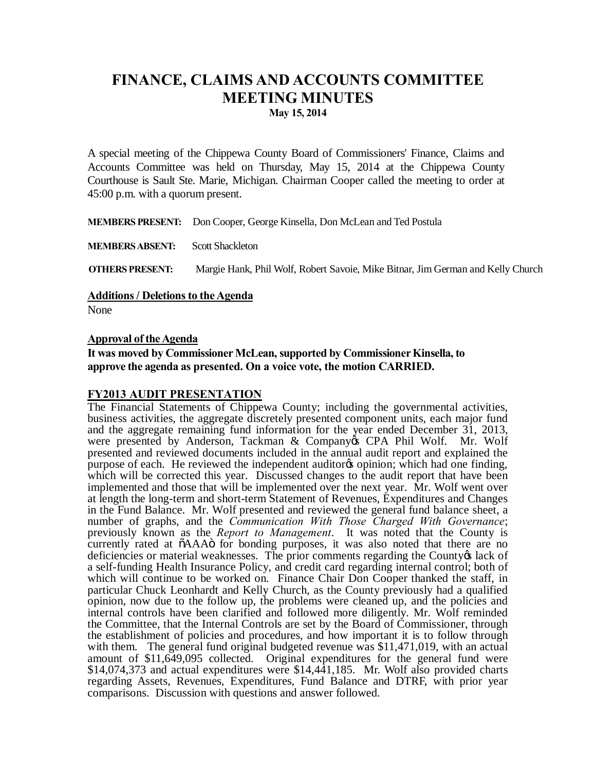# FINANCE, CLAIMS AND ACCOUNTS COMMITTEE MEETING MINUTES

**May 15, 2014**

A special meeting of the Chippewa County Board of Commissioners' Finance, Claims and Accounts Committee was held on Thursday, May 15, 2014 at the Chippewa County Courthouse is Sault Ste. Marie, Michigan. Chairman Cooper called the meeting to order at 45:00 p.m. with a quorum present.

**MEMBERS PRESENT:** Don Cooper, George Kinsella, Don McLean and Ted Postula

**MEMBERS ABSENT:** Scott Shackleton

**OTHERS PRESENT:** Margie Hank, Phil Wolf, Robert Savoie, Mike Bitnar, Jim German and Kelly Church

**Additions / Deletions to the Agenda**

None

**Approval of the Agenda**

**It was moved by Commissioner McLean, supported by Commissioner Kinsella, to approve the agenda as presented. On a voice vote, the motion CARRIED.**

**FY2013 AUDIT PRESENTATION**

The Financial Statements of Chippewa County; including the governmental activities, business activities, the aggregate discretely presented component units, each major fund and the aggregate remaining fund information for the year ended December 31, 2013, were presented by Anderson, Tackman & Company's CPA Phil Wolf. Mr. Wolf presented and reviewed documents included in the annual audit report and explained the purpose of each. He reviewed the independent auditor's opinion; which had one finding, which will be corrected this year. Discussed changes to the audit report that have been implemented and those that will be implemented over the next year. Mr. Wolf went over at length the long-term and short-term Statement of Revenues, Expenditures and Changes in the Fund Balance. Mr. Wolf presented and reviewed the general fund balance sheet, a number of graphs, and the *Communication With Those Charged With Governance*; previously known as the *Report to Management*. It was noted that the County is currently rated at "AAA" for bonding purposes, it was also noted that there are no deficiencies or material weaknesses. The prior comments regarding the County's lack of a self-funding Health Insurance Policy, and credit card regarding internal control; both of which will continue to be worked on. Finance Chair Don Cooper thanked the staff, in particular Chuck Leonhardt and Kelly Church, as the County previously had a qualified opinion, now due to the follow up, the problems were cleaned up, and the policies and internal controls have been clarified and followed more diligently. Mr. Wolf reminded the Committee, that the Internal Controls are set by the Board of Commissioner, through the establishment of policies and procedures, and how important it is to follow through with them. The general fund original budgeted revenue was \$11,471,019, with an actual amount of \$11,649,095 collected. Original expenditures for the general fund were \$14,074,373 and actual expenditures were \$14,441,185. Mr. Wolf also provided charts regarding Assets, Revenues, Expenditures, Fund Balance and DTRF, with prior year comparisons. Discussion with questions and answer followed.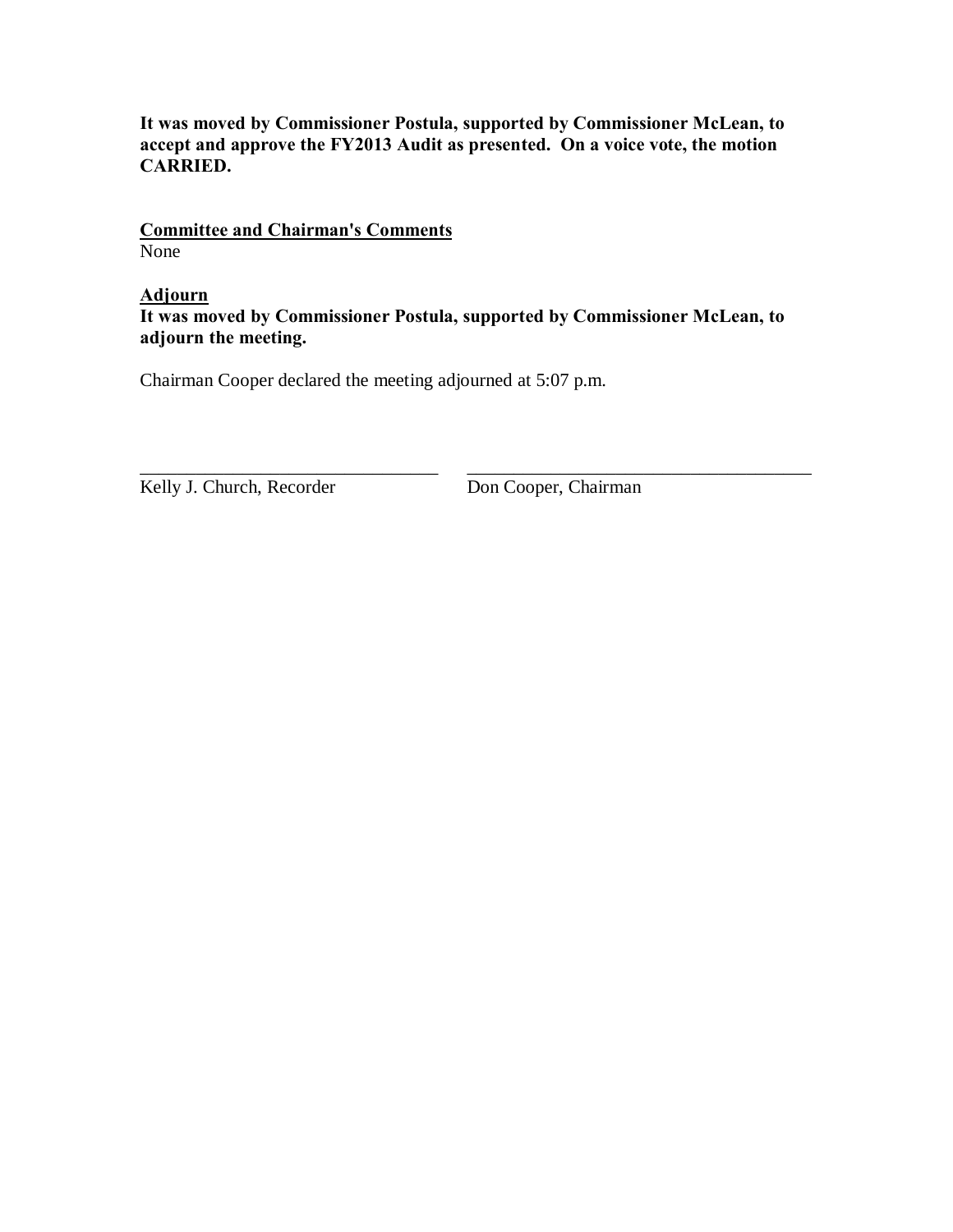**It was moved by Commissioner Postula, supported by Commissioner McLean, to accept and approve the FY2013 Audit as presented. On a voice vote, the motion CARRIED.**

**Committee and Chairman's Comments**

None

**Adjourn**

**It was moved by Commissioner Postula, supported by Commissioner McLean, to adjourn the meeting.**

Chairman Cooper declared the meeting adjourned at 5:07 p.m.

| | |
|---|---|
| ________________________________ | ________________________________ |
| Kelly J. Church, Recorder | Don Cooper, Chairman |